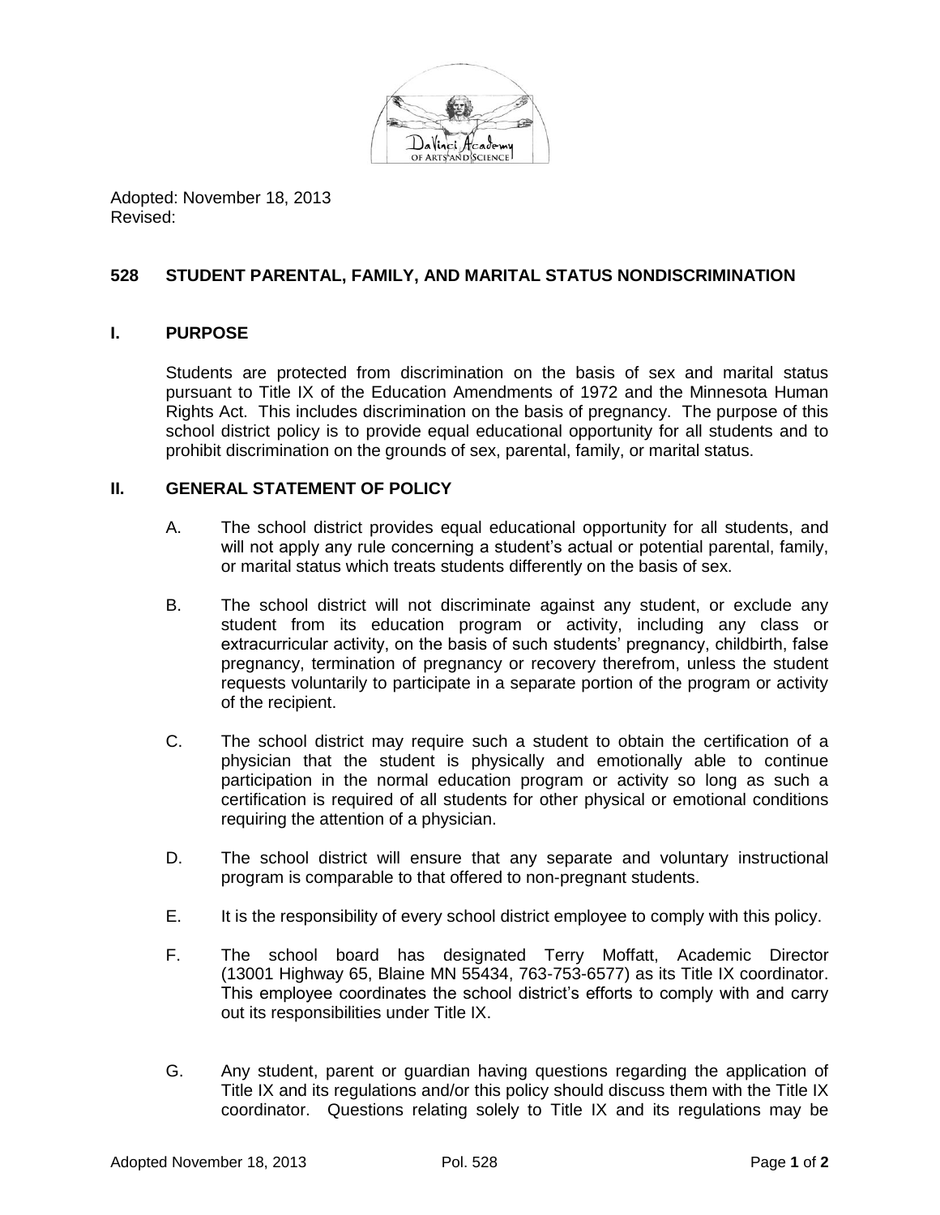Adopted: November 18, 2013
Revised:

## 528 STUDENT PARENTAL, FAMILY, AND MARITAL STATUS NONDISCRIMINATION

### I. PURPOSE

Students are protected from discrimination on the basis of sex and marital status pursuant to Title IX of the Education Amendments of 1972 and the Minnesota Human Rights Act. This includes discrimination on the basis of pregnancy. The purpose of this school district policy is to provide equal educational opportunity for all students and to prohibit discrimination on the grounds of sex, parental, family, or marital status.

### II. GENERAL STATEMENT OF POLICY

A. The school district provides equal educational opportunity for all students, and will not apply any rule concerning a student's actual or potential parental, family, or marital status which treats students differently on the basis of sex.

B. The school district will not discriminate against any student, or exclude any student from its education program or activity, including any class or extracurricular activity, on the basis of such students' pregnancy, childbirth, false pregnancy, termination of pregnancy or recovery therefrom, unless the student requests voluntarily to participate in a separate portion of the program or activity of the recipient.

C. The school district may require such a student to obtain the certification of a physician that the student is physically and emotionally able to continue participation in the normal education program or activity so long as such a certification is required of all students for other physical or emotional conditions requiring the attention of a physician.

D. The school district will ensure that any separate and voluntary instructional program is comparable to that offered to non-pregnant students.

E. It is the responsibility of every school district employee to comply with this policy.

F. The school board has designated Terry Moffatt, Academic Director (13001 Highway 65, Blaine MN 55434, 763-753-6577) as its Title IX coordinator. This employee coordinates the school district's efforts to comply with and carry out its responsibilities under Title IX.

G. Any student, parent or guardian having questions regarding the application of Title IX and its regulations and/or this policy should discuss them with the Title IX coordinator. Questions relating solely to Title IX and its regulations may be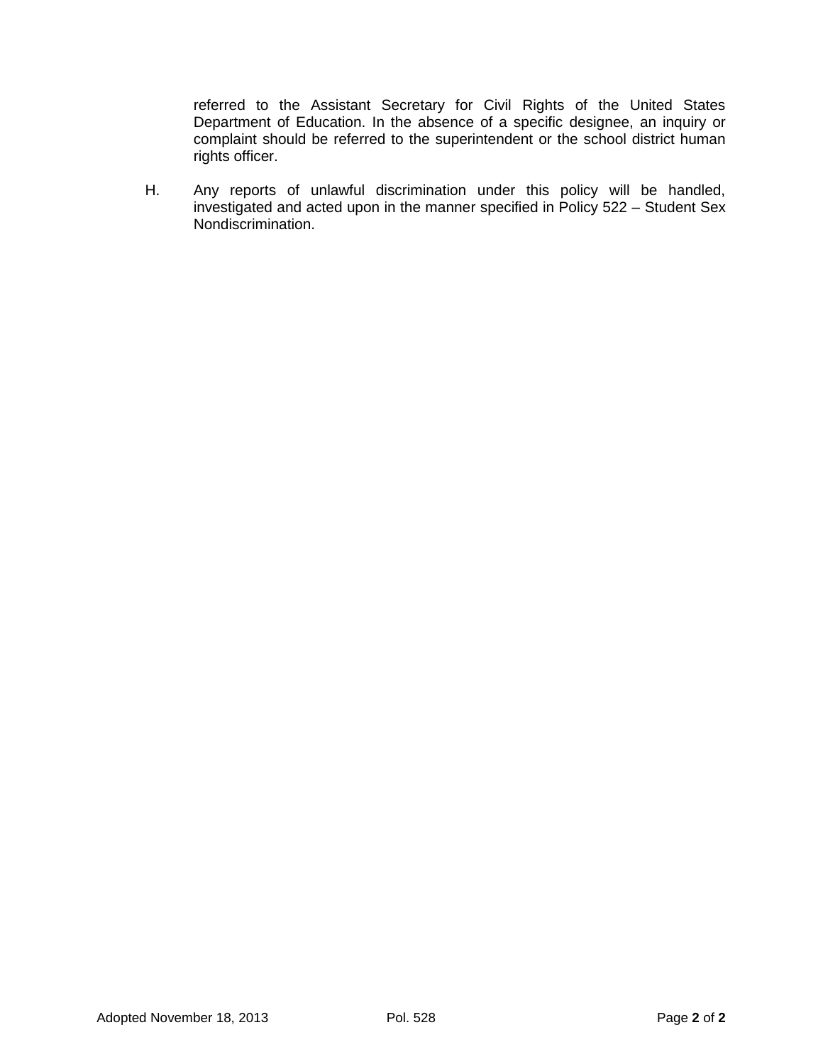referred to the Assistant Secretary for Civil Rights of the United States Department of Education. In the absence of a specific designee, an inquiry or complaint should be referred to the superintendent or the school district human rights officer.

H. Any reports of unlawful discrimination under this policy will be handled, investigated and acted upon in the manner specified in Policy 522 – Student Sex Nondiscrimination.